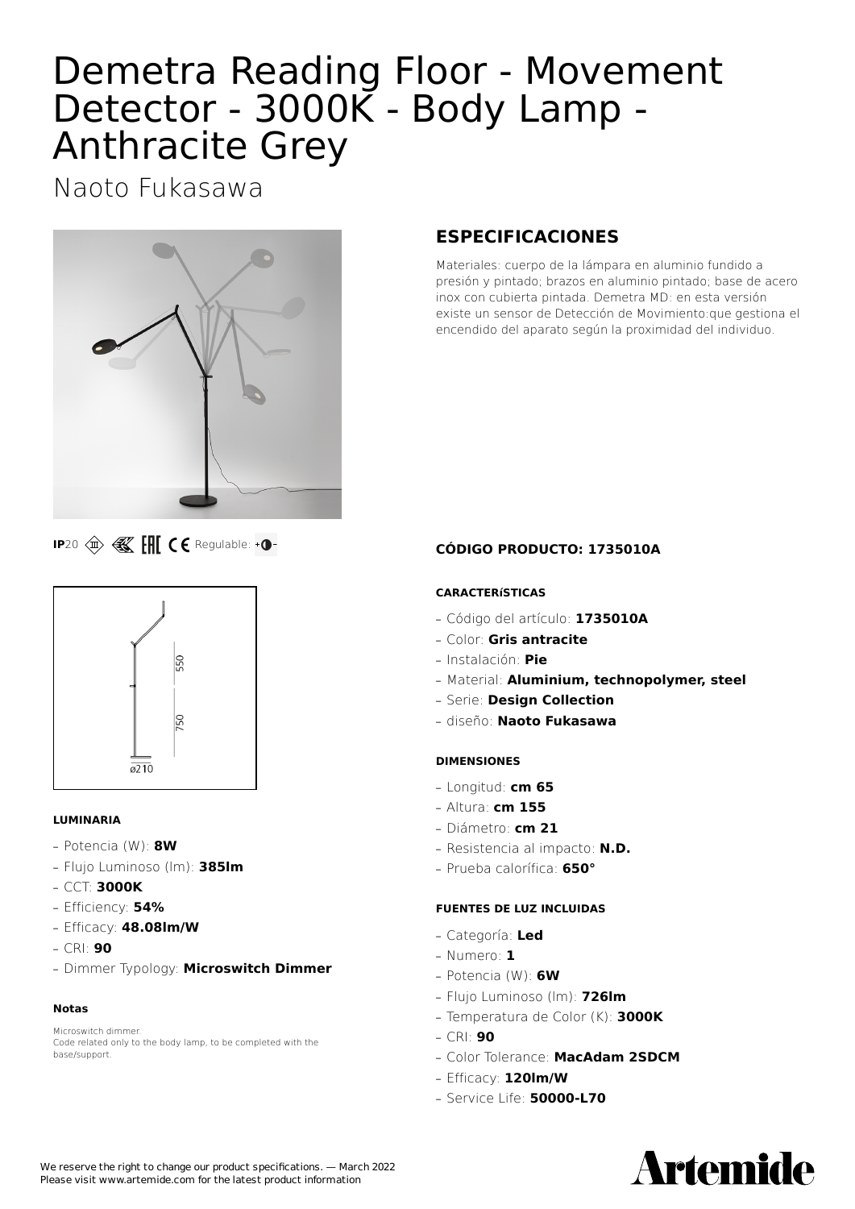# Demetra Reading Floor - Movement Detector - 3000K - Body Lamp - Anthracite Grey

Naoto Fukasawa

## ESPECIFICACIONES

Materiales: cuerpo de la lámpara en aluminio fundido a presión y pintado; brazos en aluminio pintado; base de acero inox con cubierta pintada. Demetra MD: en esta versión existe un sensor de Detección de Movimiento:que gestiona el encendido del aparato según la proximidad del individuo.

**IP**20 Regulable:

550

750

ø210

**CÓDIGO PRODUCTO: 1735010A**

#### CARACTERíSTICAS

- Código del artículo: **1735010A**
- Color: **Gris antracite**
- Instalación: **Pie**
- Material: **Aluminium, technopolymer, steel**
- Serie: **Design Collection**
- diseño: **Naoto Fukasawa**

#### DIMENSIONES

- Longitud: **cm 65**
- Altura: **cm 155**
- Diámetro: **cm 21**
- Resistencia al impacto: **N.D.**
- Prueba calorífica: **650°**

#### FUENTES DE LUZ INCLUIDAS

- Categoría: **Led**
- Numero: **1**
- Potencia (W): **6W**
- Flujo Luminoso (lm): **726lm**
- Temperatura de Color (K): **3000K**
- CRI: **90**
- Color Tolerance: **MacAdam 2SDCM**
- Efficacy: **120lm/W**
- Service Life: **50000-L70**

#### LUMINARIA

- Potencia (W): **8W**
- Flujo Luminoso (lm): **385lm**
- CCT: **3000K**
- Efficiency: **54%**
- Efficacy: **48.08lm/W**
- CRI: **90**
- Dimmer Typology: **Microswitch Dimmer**

#### Notas

Microswitch dimmer.
Code related only to the body lamp, to be completed with the base/support.

We reserve the right to change our product specifications. — March 2022
Please visit www.artemide.com for the latest product information

Artemide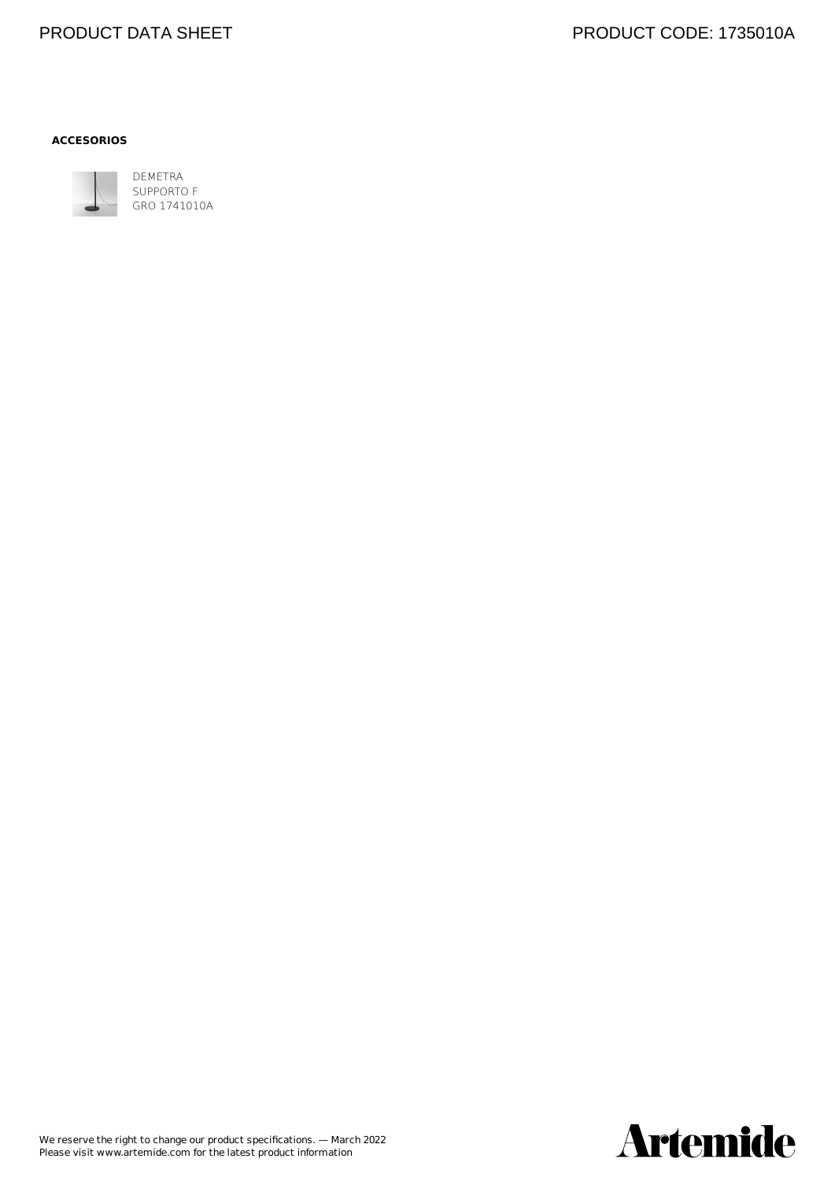**ACCESORIOS**

DEMETRA
SUPPORTO F
GRO 1741010A

We reserve the right to change our product specifications. — March 2022
Please visit www.artemide.com for the latest product information